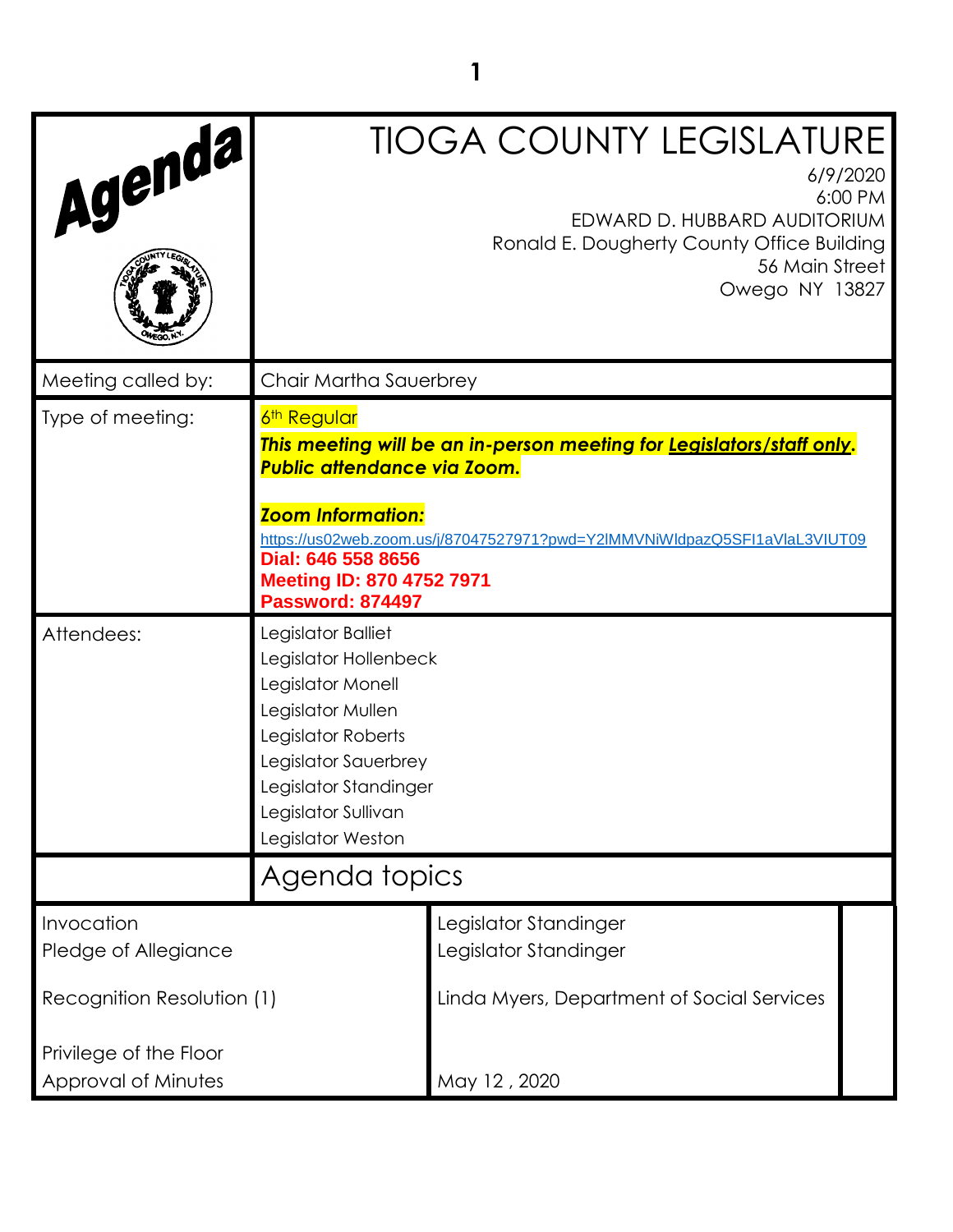Agenda

# TIOGA COUNTY LEGISLATURE

6/9/2020
6:00 PM
EDWARD D. HUBBARD AUDITORIUM
Ronald E. Dougherty County Office Building
56 Main Street
Owego NY 13827

| | |
|---|---|
| Meeting called by: | Chair Martha Sauerbrey |
| Type of meeting: | 6th Regular<br>***This meeting will be an in-person meeting for Legislators/staff only. Public attendance via Zoom.***<br><br>***Zoom Information:***<br>https://us02web.zoom.us/j/87047527971?pwd=Y2lMMVNiWldpazQ5SFI1aVlaL3VIUT09<br>**Dial: 646 558 8656**<br>**Meeting ID: 870 4752 7971**<br>**Password: 874497** |
| Attendees: | Legislator Balliet<br>Legislator Hollenbeck<br>Legislator Monell<br>Legislator Mullen<br>Legislator Roberts<br>Legislator Sauerbrey<br>Legislator Standinger<br>Legislator Sullivan<br>Legislator Weston |

## Agenda topics

| | | |
|---|---|---|
| Invocation | Legislator Standinger | |
| Pledge of Allegiance | Legislator Standinger | |
| Recognition Resolution (1) | Linda Myers, Department of Social Services | |
| Privilege of the Floor | | |
| Approval of Minutes | May 12 , 2020 | |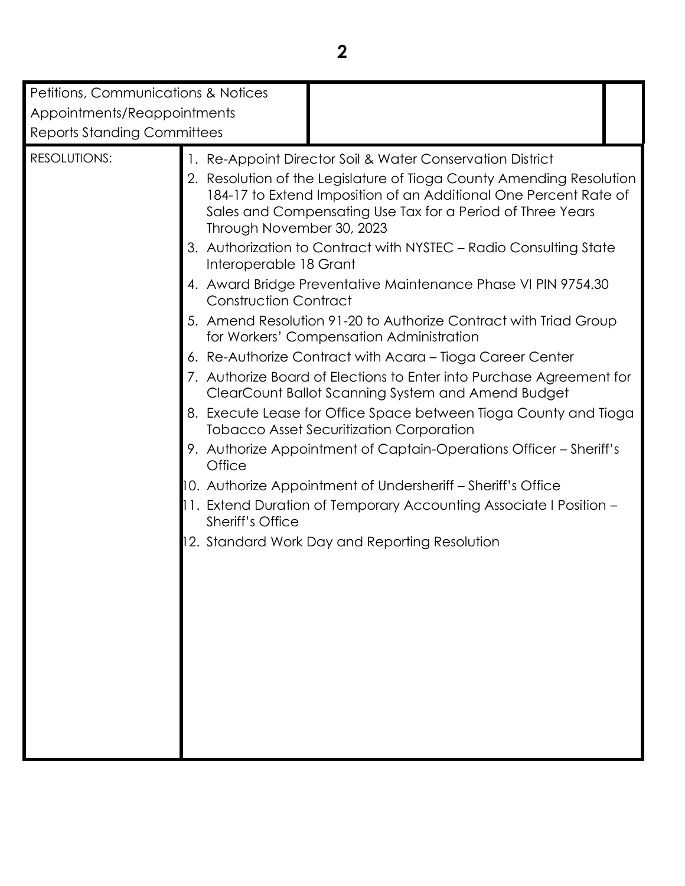| Petitions, Communications & Notices<br>Appointments/Reappointments<br>Reports Standing Committees | | |
|---|---|---|
| RESOLUTIONS: | 1. Re-Appoint Director Soil & Water Conservation District<br>2. Resolution of the Legislature of Tioga County Amending Resolution 184-17 to Extend Imposition of an Additional One Percent Rate of Sales and Compensating Use Tax for a Period of Three Years Through November 30, 2023<br>3. Authorization to Contract with NYSTEC – Radio Consulting State Interoperable 18 Grant<br>4. Award Bridge Preventative Maintenance Phase VI PIN 9754.30 Construction Contract<br>5. Amend Resolution 91-20 to Authorize Contract with Triad Group for Workers' Compensation Administration<br>6. Re-Authorize Contract with Acara – Tioga Career Center<br>7. Authorize Board of Elections to Enter into Purchase Agreement for ClearCount Ballot Scanning System and Amend Budget<br>8. Execute Lease for Office Space between Tioga County and Tioga Tobacco Asset Securitization Corporation<br>9. Authorize Appointment of Captain-Operations Officer – Sheriff's Office<br>10. Authorize Appointment of Undersheriff – Sheriff's Office<br>11. Extend Duration of Temporary Accounting Associate I Position – Sheriff's Office<br>12. Standard Work Day and Reporting Resolution | |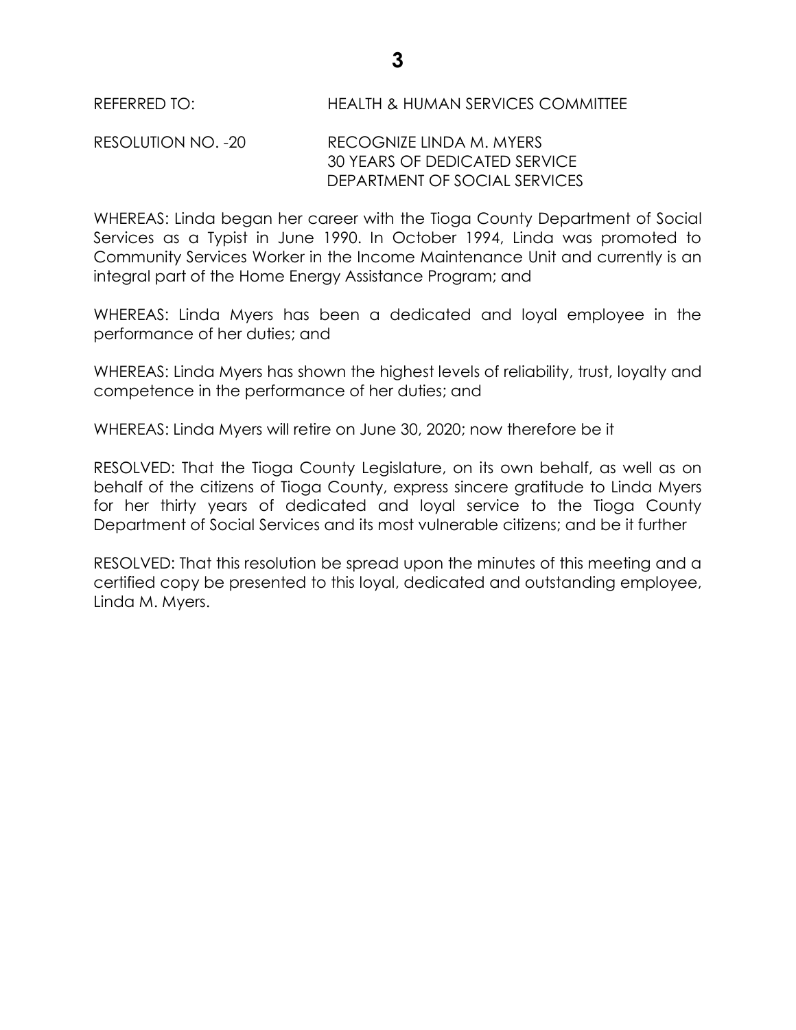REFERRED TO: HEALTH & HUMAN SERVICES COMMITTEE

RESOLUTION NO. -20 RECOGNIZE LINDA M. MYERS
30 YEARS OF DEDICATED SERVICE
DEPARTMENT OF SOCIAL SERVICES

WHEREAS: Linda began her career with the Tioga County Department of Social Services as a Typist in June 1990. In October 1994, Linda was promoted to Community Services Worker in the Income Maintenance Unit and currently is an integral part of the Home Energy Assistance Program; and

WHEREAS: Linda Myers has been a dedicated and loyal employee in the performance of her duties; and

WHEREAS: Linda Myers has shown the highest levels of reliability, trust, loyalty and competence in the performance of her duties; and

WHEREAS: Linda Myers will retire on June 30, 2020; now therefore be it

RESOLVED: That the Tioga County Legislature, on its own behalf, as well as on behalf of the citizens of Tioga County, express sincere gratitude to Linda Myers for her thirty years of dedicated and loyal service to the Tioga County Department of Social Services and its most vulnerable citizens; and be it further

RESOLVED: That this resolution be spread upon the minutes of this meeting and a certified copy be presented to this loyal, dedicated and outstanding employee, Linda M. Myers.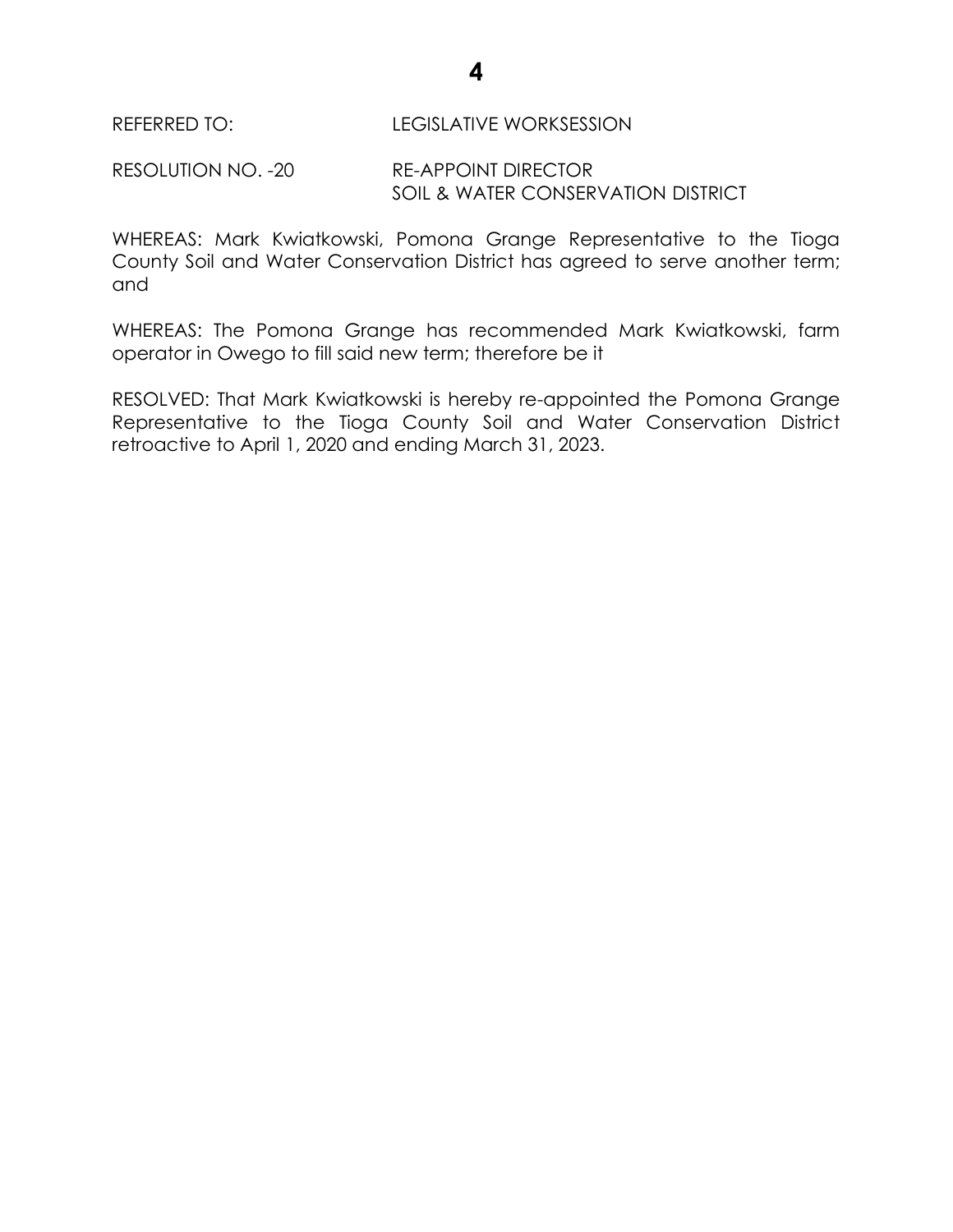REFERRED TO: LEGISLATIVE WORKSESSION

RESOLUTION NO. -20 RE-APPOINT DIRECTOR
SOIL & WATER CONSERVATION DISTRICT

WHEREAS: Mark Kwiatkowski, Pomona Grange Representative to the Tioga County Soil and Water Conservation District has agreed to serve another term; and

WHEREAS: The Pomona Grange has recommended Mark Kwiatkowski, farm operator in Owego to fill said new term; therefore be it

RESOLVED: That Mark Kwiatkowski is hereby re-appointed the Pomona Grange Representative to the Tioga County Soil and Water Conservation District retroactive to April 1, 2020 and ending March 31, 2023.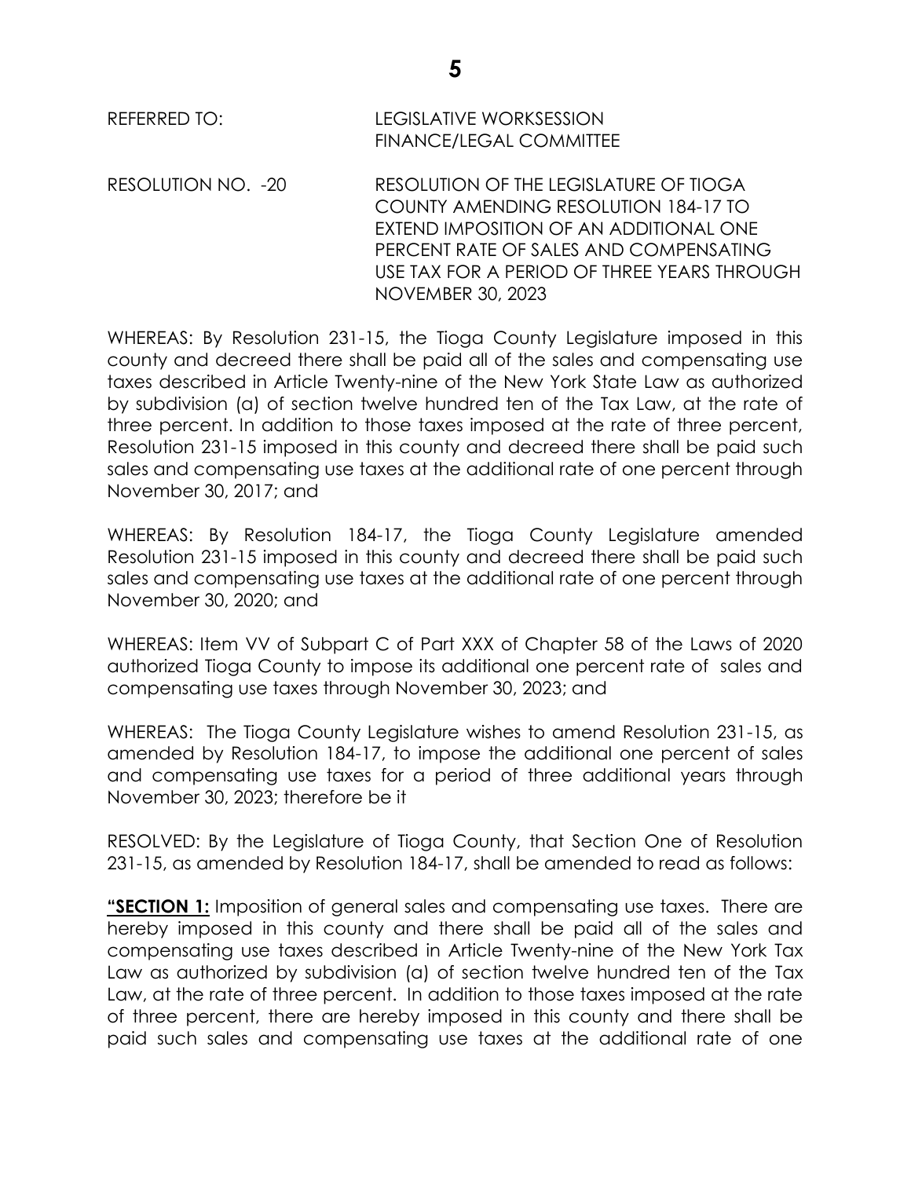REFERRED TO: LEGISLATIVE WORKSESSION
FINANCE/LEGAL COMMITTEE

RESOLUTION NO. -20 RESOLUTION OF THE LEGISLATURE OF TIOGA COUNTY AMENDING RESOLUTION 184-17 TO EXTEND IMPOSITION OF AN ADDITIONAL ONE PERCENT RATE OF SALES AND COMPENSATING USE TAX FOR A PERIOD OF THREE YEARS THROUGH NOVEMBER 30, 2023

WHEREAS: By Resolution 231-15, the Tioga County Legislature imposed in this county and decreed there shall be paid all of the sales and compensating use taxes described in Article Twenty-nine of the New York State Law as authorized by subdivision (a) of section twelve hundred ten of the Tax Law, at the rate of three percent. In addition to those taxes imposed at the rate of three percent, Resolution 231-15 imposed in this county and decreed there shall be paid such sales and compensating use taxes at the additional rate of one percent through November 30, 2017; and

WHEREAS: By Resolution 184-17, the Tioga County Legislature amended Resolution 231-15 imposed in this county and decreed there shall be paid such sales and compensating use taxes at the additional rate of one percent through November 30, 2020; and

WHEREAS: Item VV of Subpart C of Part XXX of Chapter 58 of the Laws of 2020 authorized Tioga County to impose its additional one percent rate of sales and compensating use taxes through November 30, 2023; and

WHEREAS: The Tioga County Legislature wishes to amend Resolution 231-15, as amended by Resolution 184-17, to impose the additional one percent of sales and compensating use taxes for a period of three additional years through November 30, 2023; therefore be it

RESOLVED: By the Legislature of Tioga County, that Section One of Resolution 231-15, as amended by Resolution 184-17, shall be amended to read as follows:

**"SECTION 1:** Imposition of general sales and compensating use taxes. There are hereby imposed in this county and there shall be paid all of the sales and compensating use taxes described in Article Twenty-nine of the New York Tax Law as authorized by subdivision (a) of section twelve hundred ten of the Tax Law, at the rate of three percent. In addition to those taxes imposed at the rate of three percent, there are hereby imposed in this county and there shall be paid such sales and compensating use taxes at the additional rate of one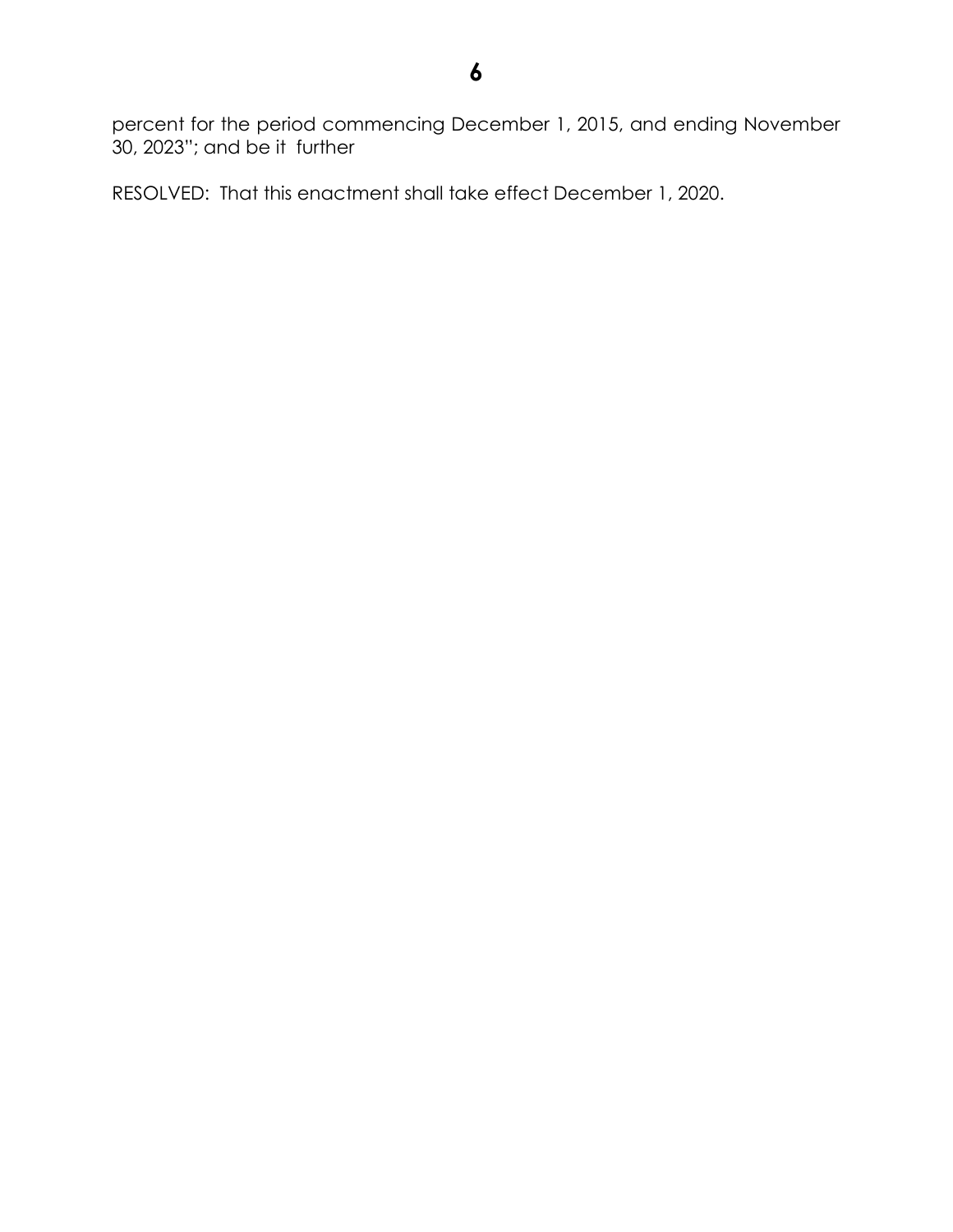percent for the period commencing December 1, 2015, and ending November 30, 2023"; and be it further

RESOLVED: That this enactment shall take effect December 1, 2020.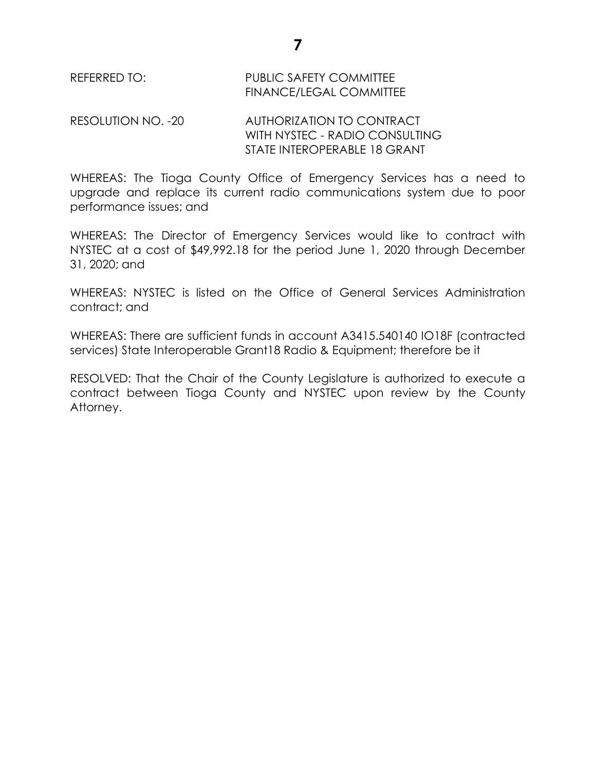REFERRED TO: PUBLIC SAFETY COMMITTEE
FINANCE/LEGAL COMMITTEE

RESOLUTION NO. -20 AUTHORIZATION TO CONTRACT WITH NYSTEC - RADIO CONSULTING STATE INTEROPERABLE 18 GRANT

WHEREAS: The Tioga County Office of Emergency Services has a need to upgrade and replace its current radio communications system due to poor performance issues; and

WHEREAS: The Director of Emergency Services would like to contract with NYSTEC at a cost of $49,992.18 for the period June 1, 2020 through December 31, 2020; and

WHEREAS: NYSTEC is listed on the Office of General Services Administration contract; and

WHEREAS: There are sufficient funds in account A3415.540140 IO18F (contracted services) State Interoperable Grant18 Radio & Equipment; therefore be it

RESOLVED: That the Chair of the County Legislature is authorized to execute a contract between Tioga County and NYSTEC upon review by the County Attorney.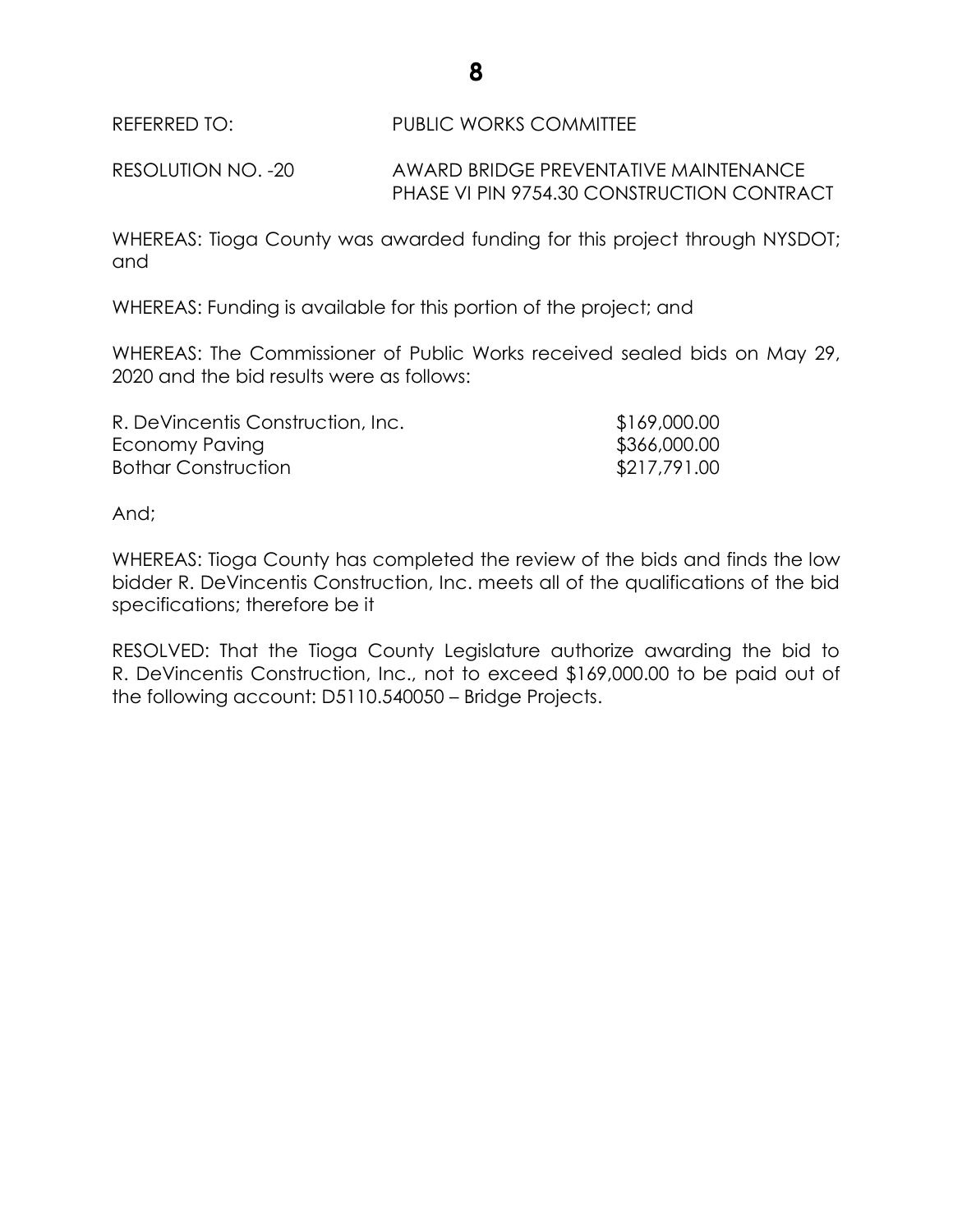REFERRED TO: PUBLIC WORKS COMMITTEE

RESOLUTION NO. -20 AWARD BRIDGE PREVENTATIVE MAINTENANCE PHASE VI PIN 9754.30 CONSTRUCTION CONTRACT

WHEREAS: Tioga County was awarded funding for this project through NYSDOT; and

WHEREAS: Funding is available for this portion of the project; and

WHEREAS: The Commissioner of Public Works received sealed bids on May 29, 2020 and the bid results were as follows:

| | |
|---|---|
| R. DeVincentis Construction, Inc. | $169,000.00 |
| Economy Paving | $366,000.00 |
| Bothar Construction | $217,791.00 |

And;

WHEREAS: Tioga County has completed the review of the bids and finds the low bidder R. DeVincentis Construction, Inc. meets all of the qualifications of the bid specifications; therefore be it

RESOLVED: That the Tioga County Legislature authorize awarding the bid to R. DeVincentis Construction, Inc., not to exceed $169,000.00 to be paid out of the following account: D5110.540050 – Bridge Projects.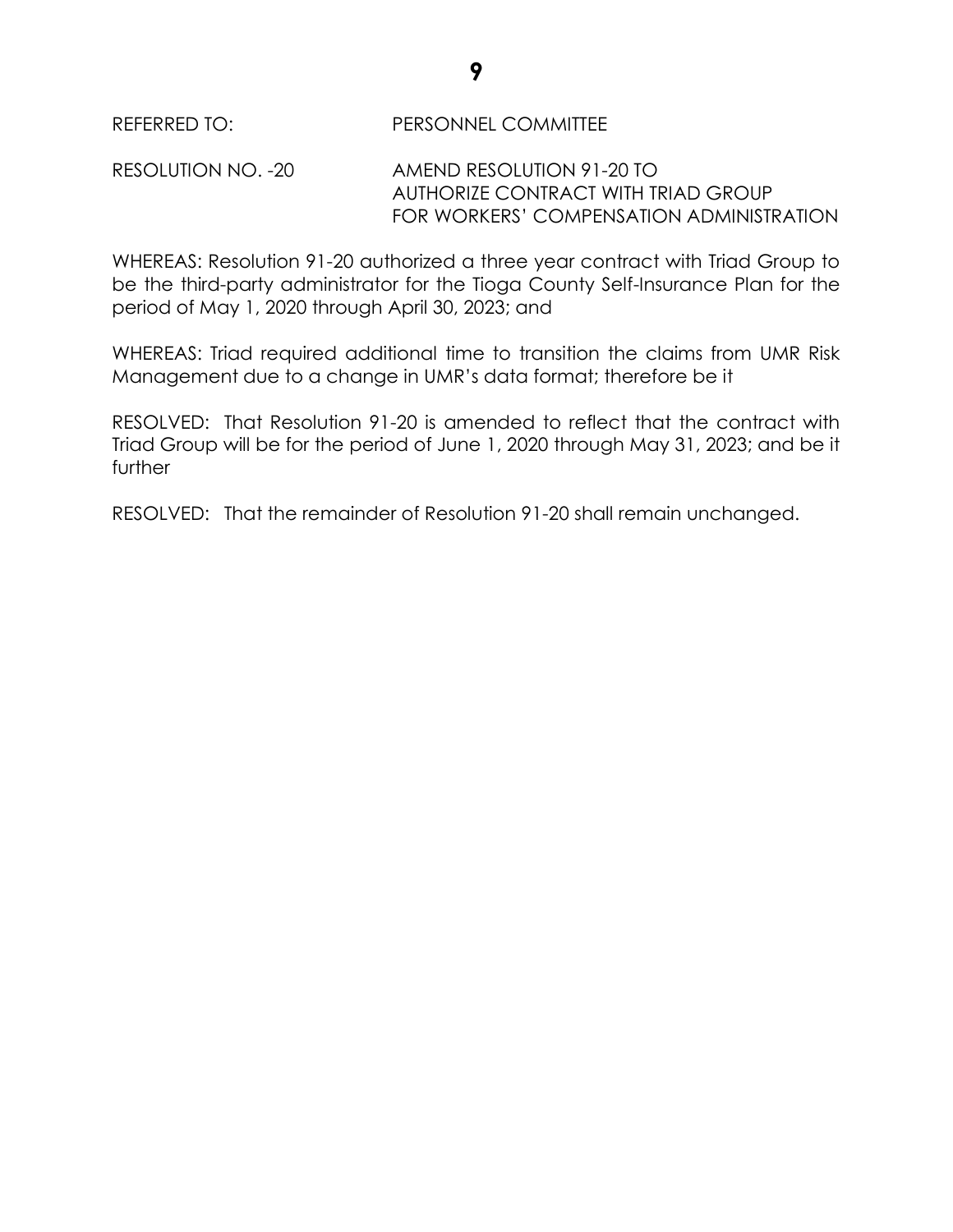REFERRED TO: PERSONNEL COMMITTEE

RESOLUTION NO. -20 AMEND RESOLUTION 91-20 TO AUTHORIZE CONTRACT WITH TRIAD GROUP FOR WORKERS' COMPENSATION ADMINISTRATION

WHEREAS: Resolution 91-20 authorized a three year contract with Triad Group to be the third-party administrator for the Tioga County Self-Insurance Plan for the period of May 1, 2020 through April 30, 2023; and

WHEREAS: Triad required additional time to transition the claims from UMR Risk Management due to a change in UMR's data format; therefore be it

RESOLVED: That Resolution 91-20 is amended to reflect that the contract with Triad Group will be for the period of June 1, 2020 through May 31, 2023; and be it further

RESOLVED: That the remainder of Resolution 91-20 shall remain unchanged.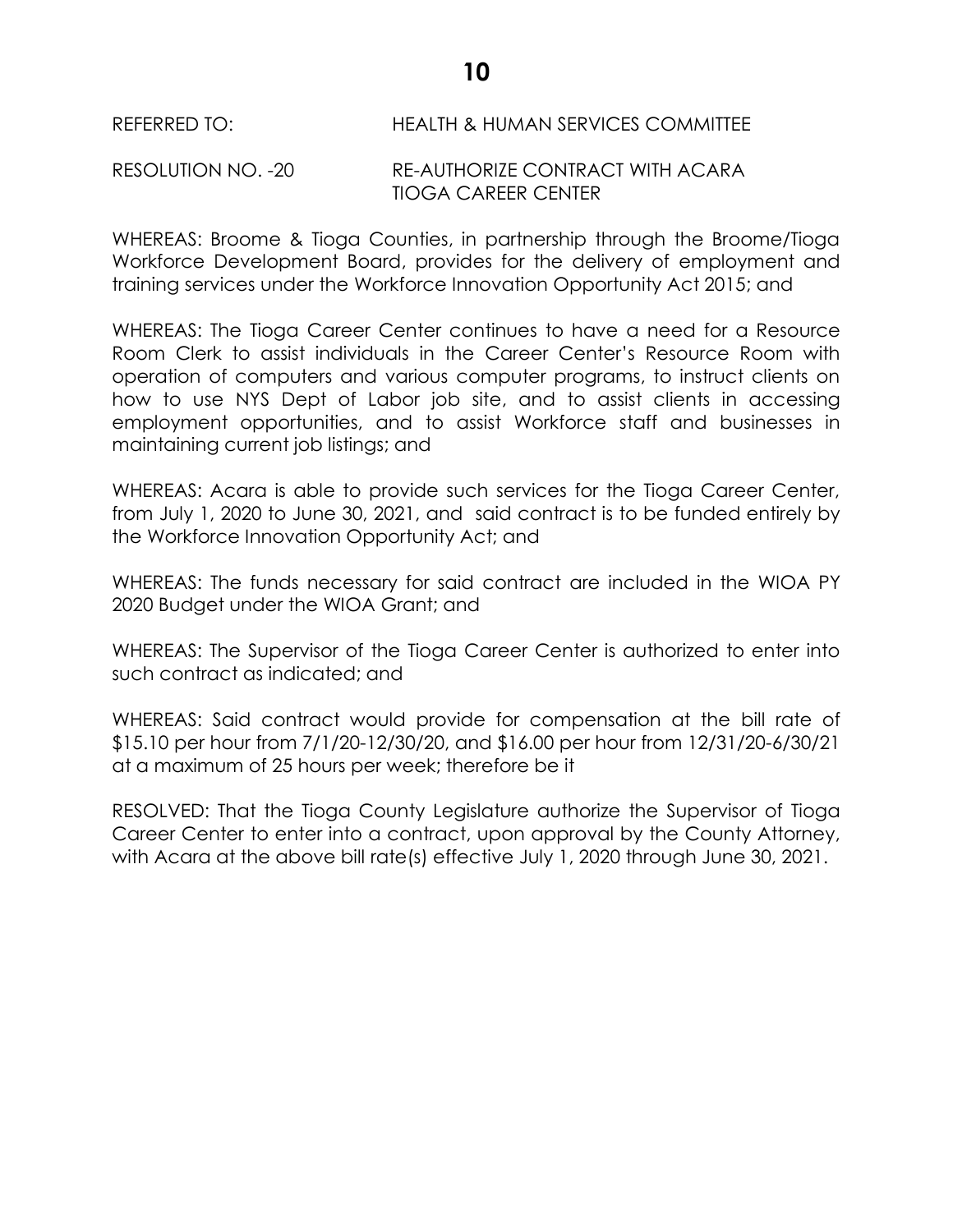REFERRED TO: HEALTH & HUMAN SERVICES COMMITTEE

RESOLUTION NO. -20 RE-AUTHORIZE CONTRACT WITH ACARA TIOGA CAREER CENTER

WHEREAS: Broome & Tioga Counties, in partnership through the Broome/Tioga Workforce Development Board, provides for the delivery of employment and training services under the Workforce Innovation Opportunity Act 2015; and

WHEREAS: The Tioga Career Center continues to have a need for a Resource Room Clerk to assist individuals in the Career Center's Resource Room with operation of computers and various computer programs, to instruct clients on how to use NYS Dept of Labor job site, and to assist clients in accessing employment opportunities, and to assist Workforce staff and businesses in maintaining current job listings; and

WHEREAS: Acara is able to provide such services for the Tioga Career Center, from July 1, 2020 to June 30, 2021, and said contract is to be funded entirely by the Workforce Innovation Opportunity Act; and

WHEREAS: The funds necessary for said contract are included in the WIOA PY 2020 Budget under the WIOA Grant; and

WHEREAS: The Supervisor of the Tioga Career Center is authorized to enter into such contract as indicated; and

WHEREAS: Said contract would provide for compensation at the bill rate of $15.10 per hour from 7/1/20-12/30/20, and $16.00 per hour from 12/31/20-6/30/21 at a maximum of 25 hours per week; therefore be it

RESOLVED: That the Tioga County Legislature authorize the Supervisor of Tioga Career Center to enter into a contract, upon approval by the County Attorney, with Acara at the above bill rate(s) effective July 1, 2020 through June 30, 2021.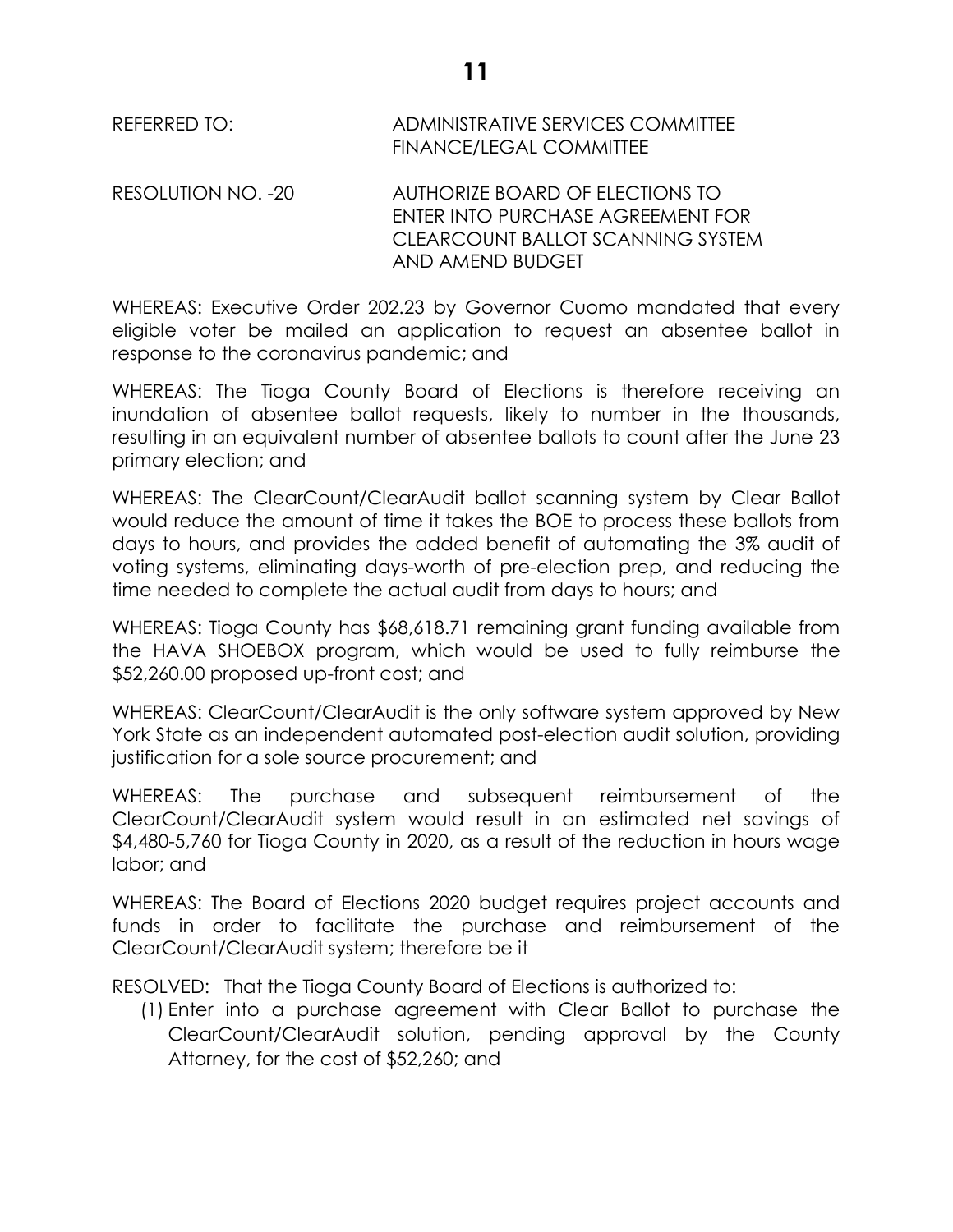REFERRED TO: ADMINISTRATIVE SERVICES COMMITTEE
FINANCE/LEGAL COMMITTEE

RESOLUTION NO. -20 AUTHORIZE BOARD OF ELECTIONS TO ENTER INTO PURCHASE AGREEMENT FOR CLEARCOUNT BALLOT SCANNING SYSTEM AND AMEND BUDGET

WHEREAS: Executive Order 202.23 by Governor Cuomo mandated that every eligible voter be mailed an application to request an absentee ballot in response to the coronavirus pandemic; and

WHEREAS: The Tioga County Board of Elections is therefore receiving an inundation of absentee ballot requests, likely to number in the thousands, resulting in an equivalent number of absentee ballots to count after the June 23 primary election; and

WHEREAS: The ClearCount/ClearAudit ballot scanning system by Clear Ballot would reduce the amount of time it takes the BOE to process these ballots from days to hours, and provides the added benefit of automating the 3% audit of voting systems, eliminating days-worth of pre-election prep, and reducing the time needed to complete the actual audit from days to hours; and

WHEREAS: Tioga County has $68,618.71 remaining grant funding available from the HAVA SHOEBOX program, which would be used to fully reimburse the $52,260.00 proposed up-front cost; and

WHEREAS: ClearCount/ClearAudit is the only software system approved by New York State as an independent automated post-election audit solution, providing justification for a sole source procurement; and

WHEREAS: The purchase and subsequent reimbursement of the ClearCount/ClearAudit system would result in an estimated net savings of $4,480-5,760 for Tioga County in 2020, as a result of the reduction in hours wage labor; and

WHEREAS: The Board of Elections 2020 budget requires project accounts and funds in order to facilitate the purchase and reimbursement of the ClearCount/ClearAudit system; therefore be it

RESOLVED: That the Tioga County Board of Elections is authorized to:

(1) Enter into a purchase agreement with Clear Ballot to purchase the ClearCount/ClearAudit solution, pending approval by the County Attorney, for the cost of $52,260; and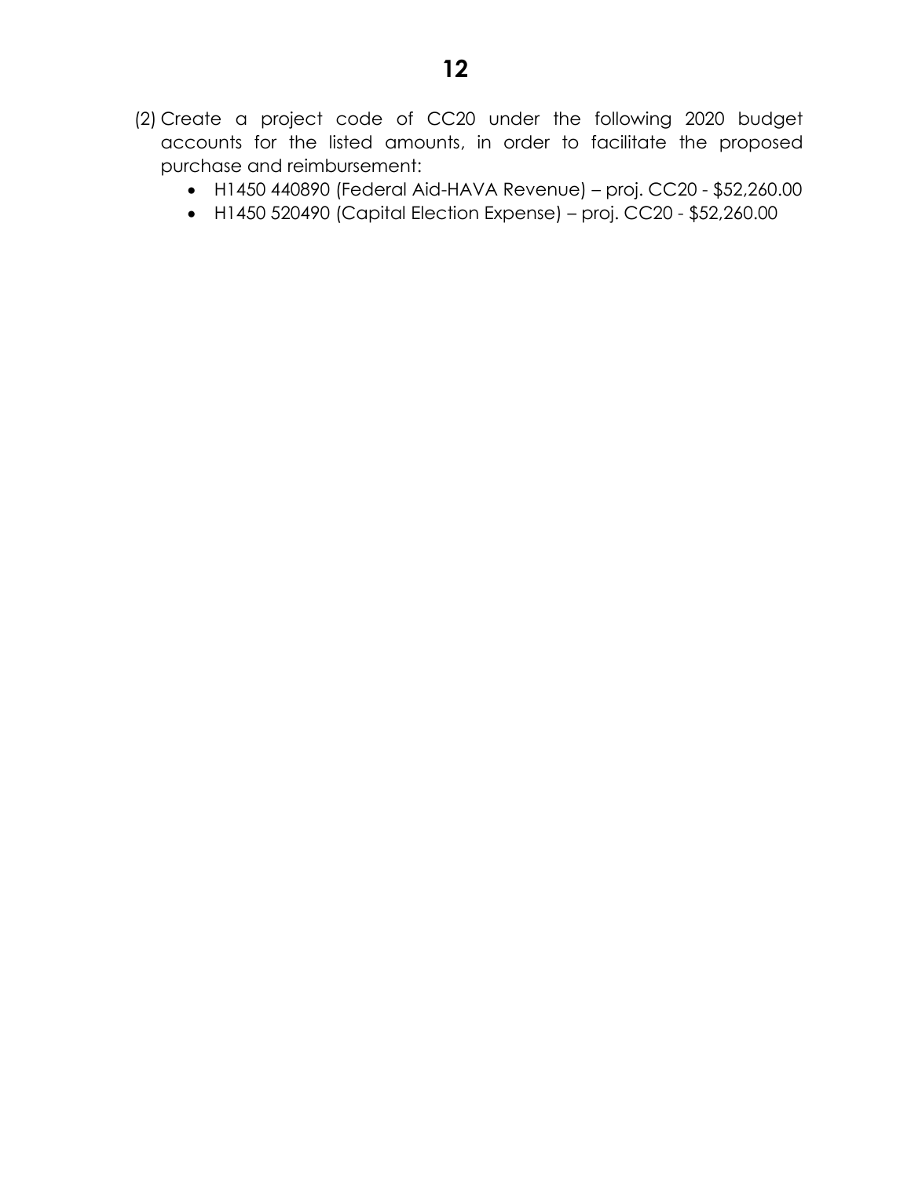(2) Create a project code of CC20 under the following 2020 budget accounts for the listed amounts, in order to facilitate the proposed purchase and reimbursement:

- H1450 440890 (Federal Aid-HAVA Revenue) – proj. CC20 - $52,260.00
- H1450 520490 (Capital Election Expense) – proj. CC20 - $52,260.00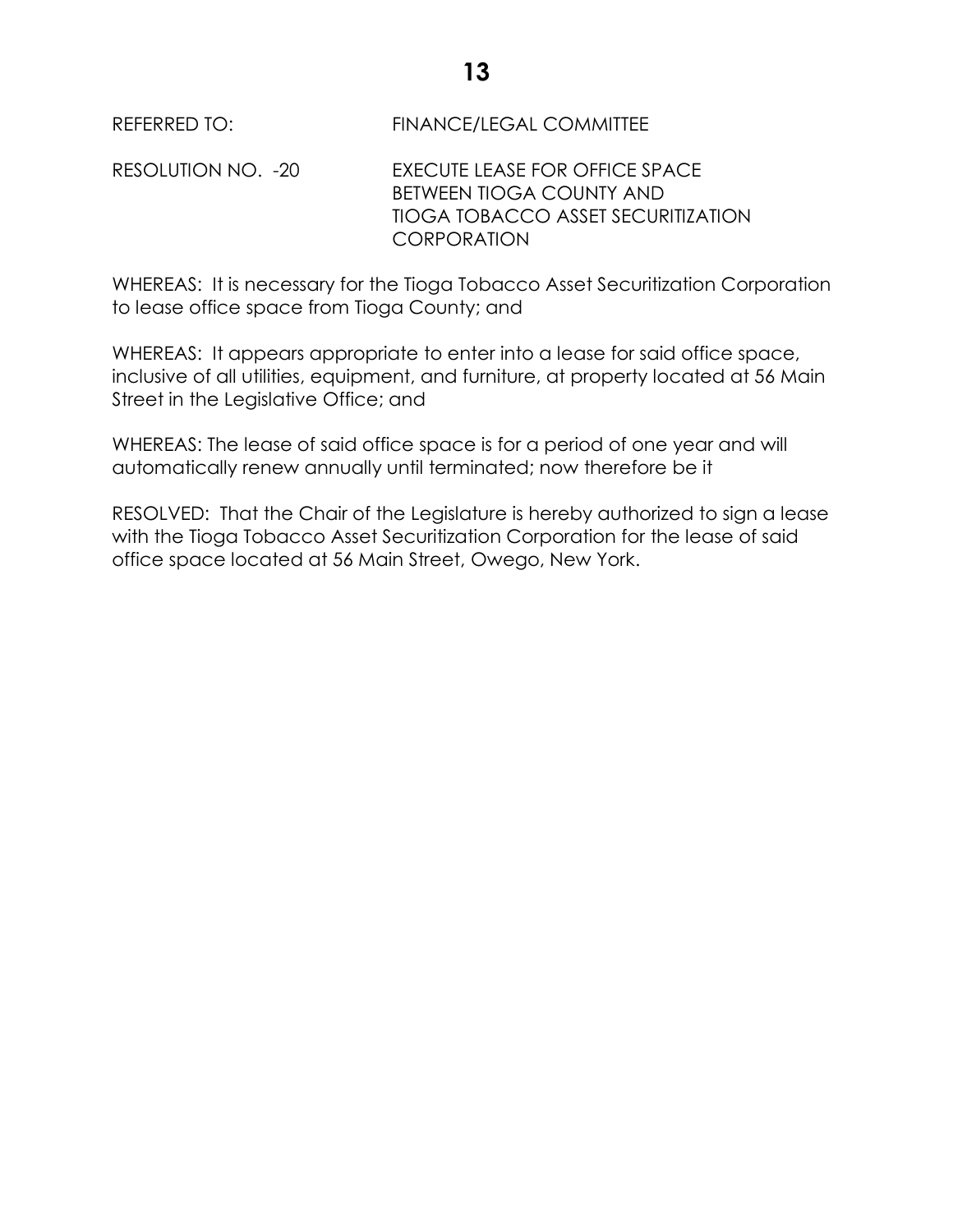REFERRED TO: FINANCE/LEGAL COMMITTEE

RESOLUTION NO. -20 EXECUTE LEASE FOR OFFICE SPACE BETWEEN TIOGA COUNTY AND TIOGA TOBACCO ASSET SECURITIZATION CORPORATION

WHEREAS: It is necessary for the Tioga Tobacco Asset Securitization Corporation to lease office space from Tioga County; and

WHEREAS: It appears appropriate to enter into a lease for said office space, inclusive of all utilities, equipment, and furniture, at property located at 56 Main Street in the Legislative Office; and

WHEREAS: The lease of said office space is for a period of one year and will automatically renew annually until terminated; now therefore be it

RESOLVED: That the Chair of the Legislature is hereby authorized to sign a lease with the Tioga Tobacco Asset Securitization Corporation for the lease of said office space located at 56 Main Street, Owego, New York.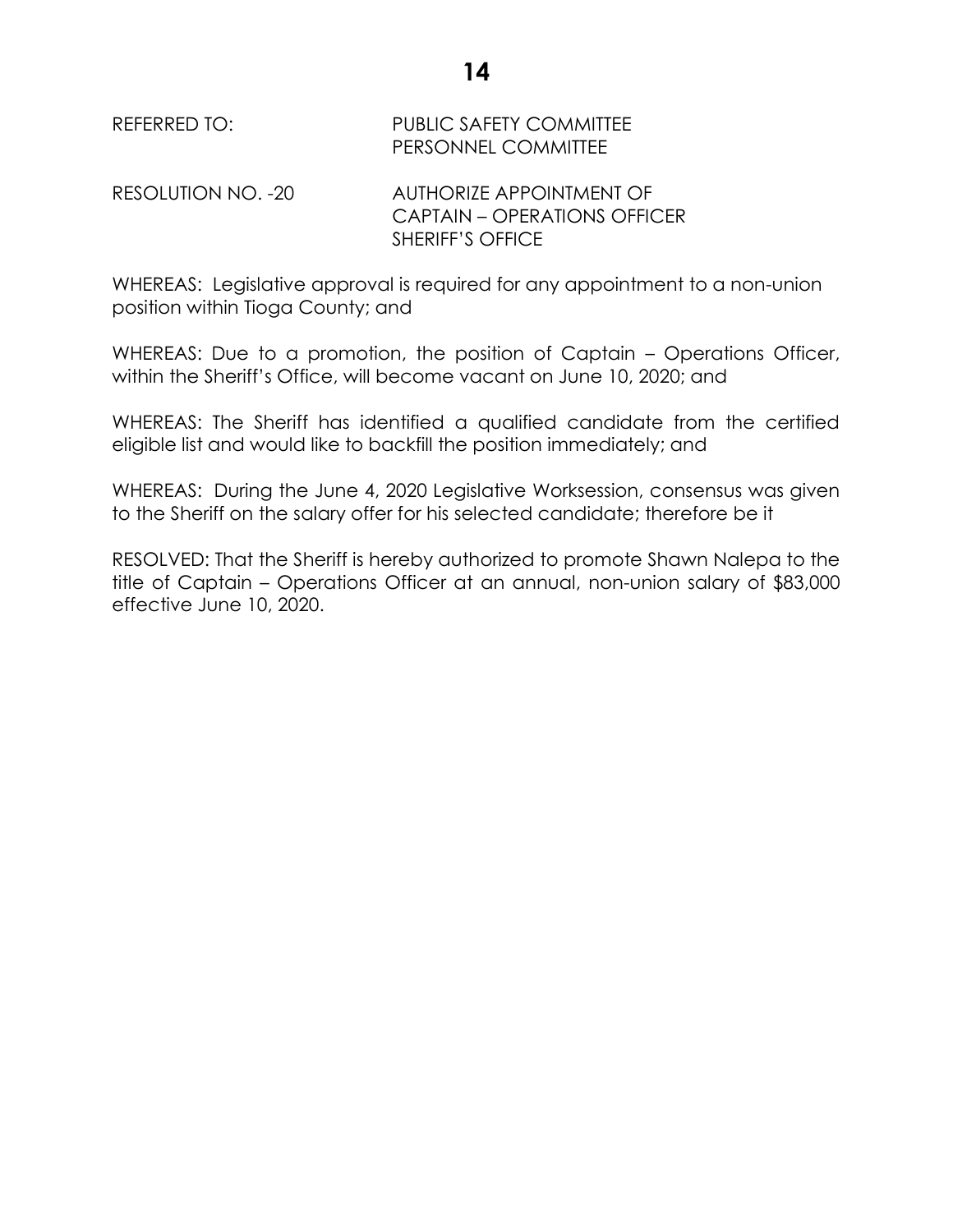REFERRED TO: PUBLIC SAFETY COMMITTEE
PERSONNEL COMMITTEE

RESOLUTION NO. -20 AUTHORIZE APPOINTMENT OF
CAPTAIN – OPERATIONS OFFICER
SHERIFF'S OFFICE

WHEREAS: Legislative approval is required for any appointment to a non-union position within Tioga County; and

WHEREAS: Due to a promotion, the position of Captain – Operations Officer, within the Sheriff's Office, will become vacant on June 10, 2020; and

WHEREAS: The Sheriff has identified a qualified candidate from the certified eligible list and would like to backfill the position immediately; and

WHEREAS: During the June 4, 2020 Legislative Worksession, consensus was given to the Sheriff on the salary offer for his selected candidate; therefore be it

RESOLVED: That the Sheriff is hereby authorized to promote Shawn Nalepa to the title of Captain – Operations Officer at an annual, non-union salary of $83,000 effective June 10, 2020.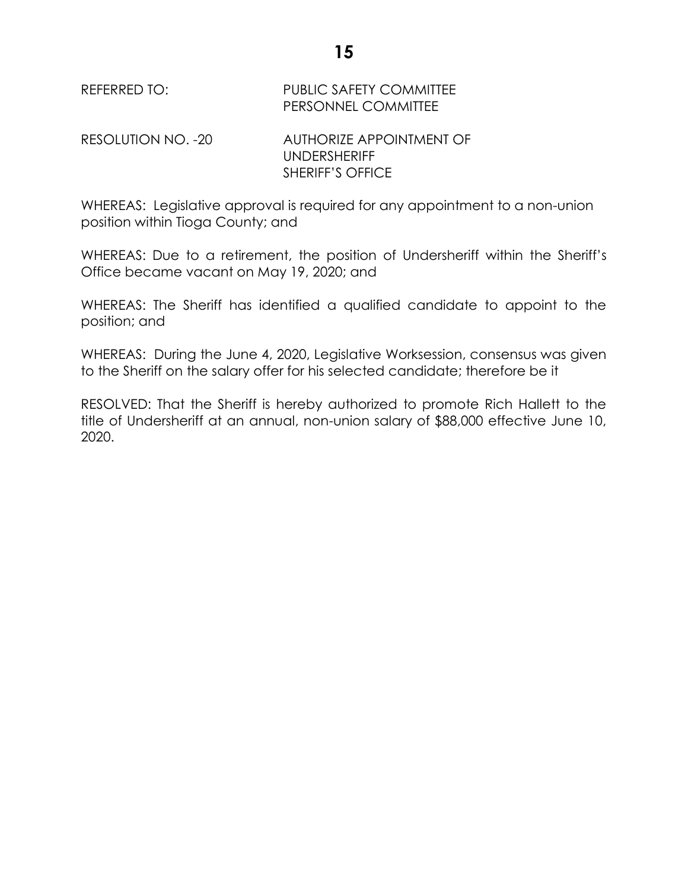REFERRED TO: PUBLIC SAFETY COMMITTEE
PERSONNEL COMMITTEE

RESOLUTION NO. -20 AUTHORIZE APPOINTMENT OF
UNDERSHERIFF
SHERIFF'S OFFICE

WHEREAS: Legislative approval is required for any appointment to a non-union position within Tioga County; and

WHEREAS: Due to a retirement, the position of Undersheriff within the Sheriff's Office became vacant on May 19, 2020; and

WHEREAS: The Sheriff has identified a qualified candidate to appoint to the position; and

WHEREAS: During the June 4, 2020, Legislative Worksession, consensus was given to the Sheriff on the salary offer for his selected candidate; therefore be it

RESOLVED: That the Sheriff is hereby authorized to promote Rich Hallett to the title of Undersheriff at an annual, non-union salary of $88,000 effective June 10, 2020.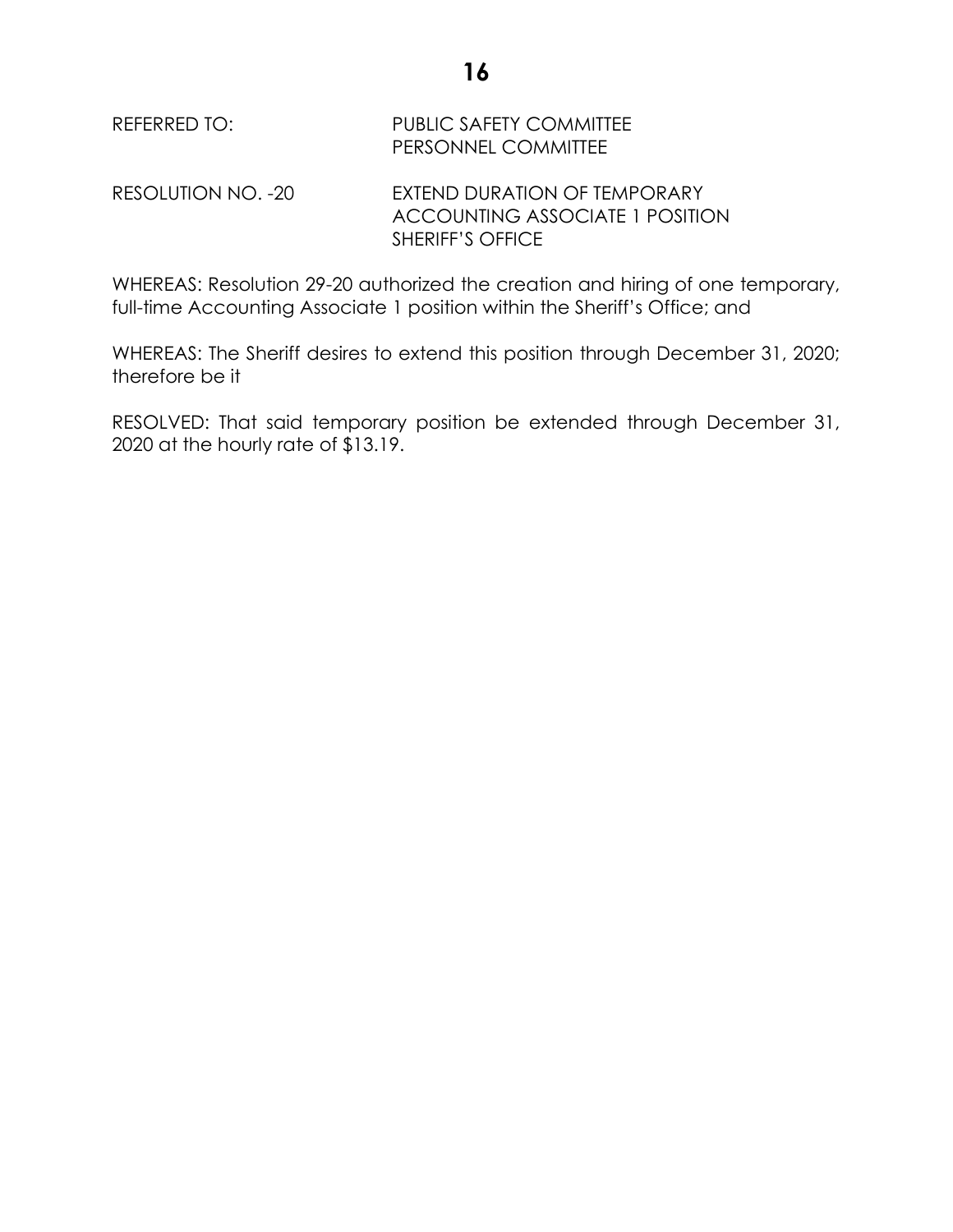REFERRED TO: PUBLIC SAFETY COMMITTEE
PERSONNEL COMMITTEE

RESOLUTION NO. -20 EXTEND DURATION OF TEMPORARY ACCOUNTING ASSOCIATE 1 POSITION SHERIFF'S OFFICE

WHEREAS: Resolution 29-20 authorized the creation and hiring of one temporary, full-time Accounting Associate 1 position within the Sheriff's Office; and

WHEREAS: The Sheriff desires to extend this position through December 31, 2020; therefore be it

RESOLVED: That said temporary position be extended through December 31, 2020 at the hourly rate of $13.19.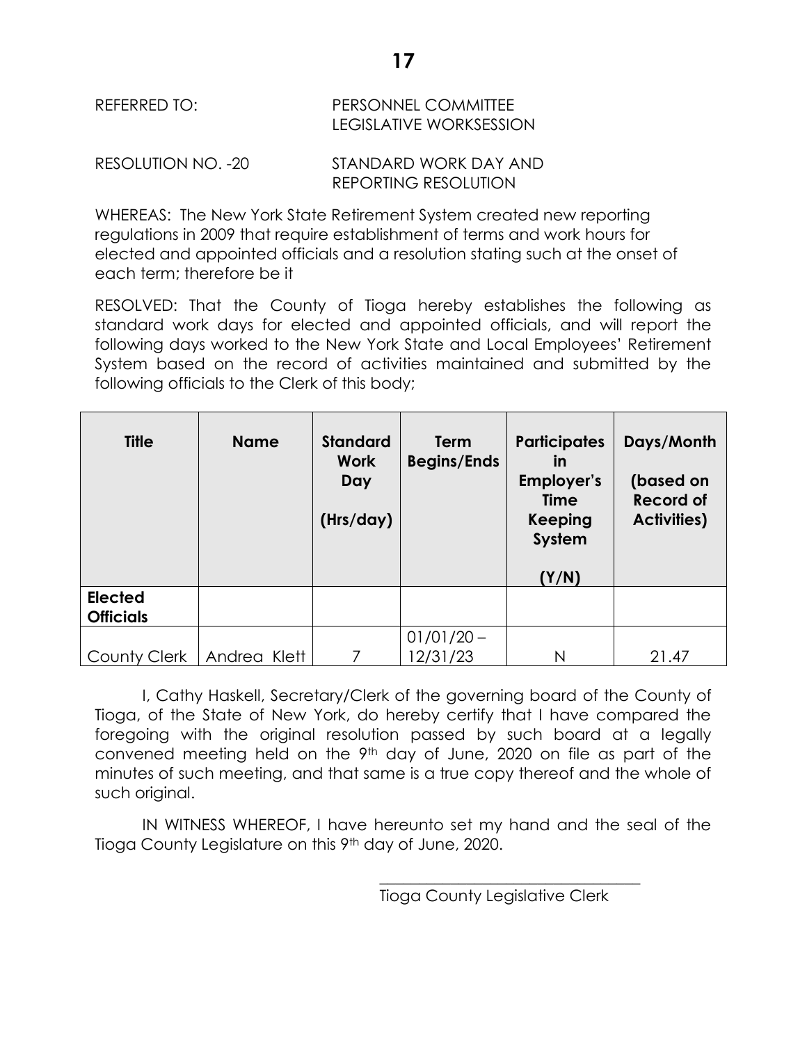REFERRED TO: PERSONNEL COMMITTEE
LEGISLATIVE WORKSESSION

RESOLUTION NO. -20 STANDARD WORK DAY AND
REPORTING RESOLUTION

WHEREAS: The New York State Retirement System created new reporting regulations in 2009 that require establishment of terms and work hours for elected and appointed officials and a resolution stating such at the onset of each term; therefore be it

RESOLVED: That the County of Tioga hereby establishes the following as standard work days for elected and appointed officials, and will report the following days worked to the New York State and Local Employees' Retirement System based on the record of activities maintained and submitted by the following officials to the Clerk of this body;

| Title | Name | Standard Work Day (Hrs/day) | Term Begins/Ends | Participates in Employer's Time Keeping System (Y/N) | Days/Month (based on Record of Activities) |
|---|---|---|---|---|---|
| **Elected Officials** | | | | | |
| County Clerk | Andrea Klett | 7 | 01/01/20 – 12/31/23 | N | 21.47 |

I, Cathy Haskell, Secretary/Clerk of the governing board of the County of Tioga, of the State of New York, do hereby certify that I have compared the foregoing with the original resolution passed by such board at a legally convened meeting held on the 9th day of June, 2020 on file as part of the minutes of such meeting, and that same is a true copy thereof and the whole of such original.

IN WITNESS WHEREOF, I have hereunto set my hand and the seal of the Tioga County Legislature on this 9th day of June, 2020.

\_\_\_\_\_\_\_\_\_\_\_\_\_\_\_\_\_\_\_\_\_\_\_\_\_\_\_\_\_\_\_\_\_\_

Tioga County Legislative Clerk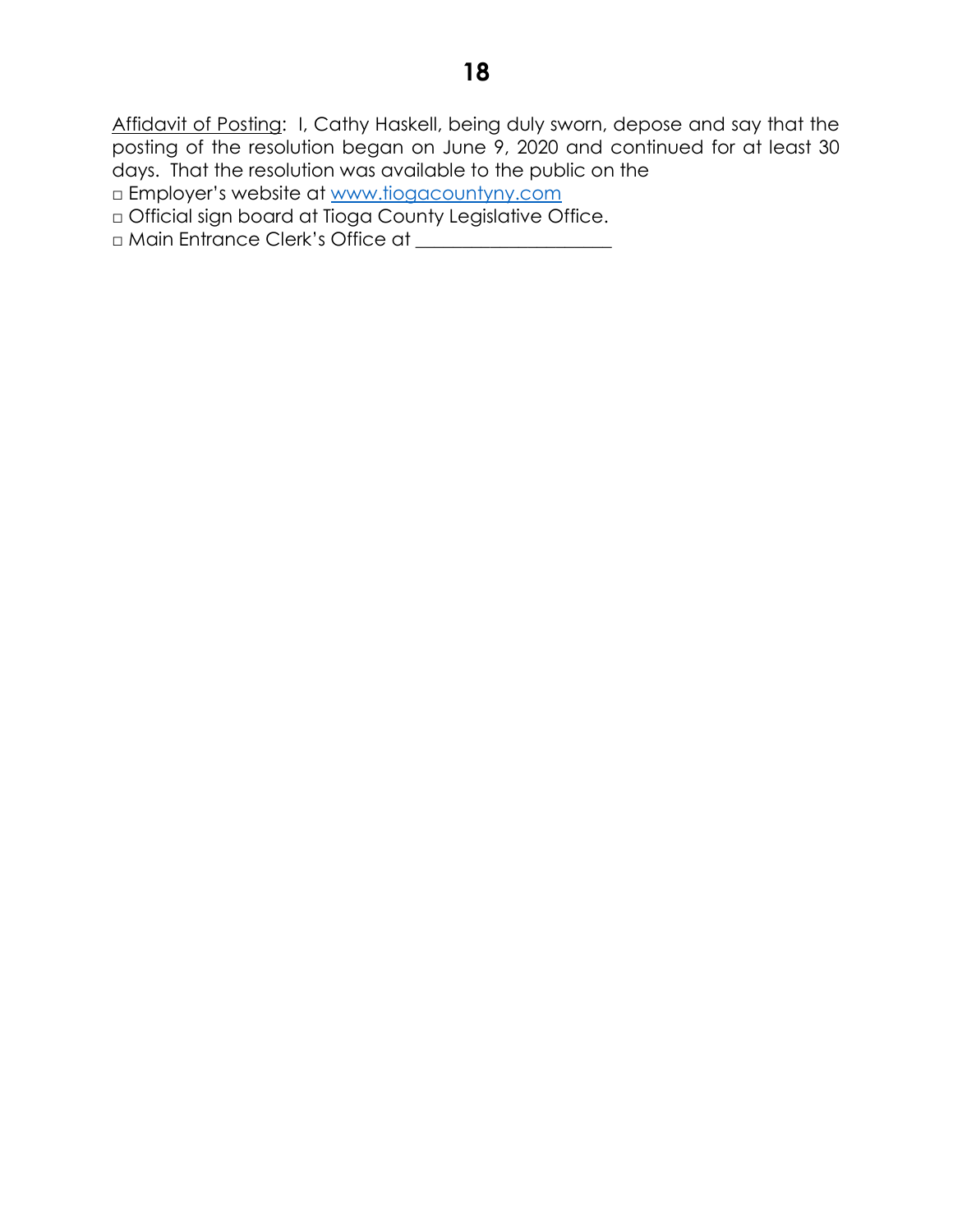<u>Affidavit of Posting</u>: I, Cathy Haskell, being duly sworn, depose and say that the posting of the resolution began on June 9, 2020 and continued for at least 30 days. That the resolution was available to the public on the

□ Employer's website at [www.tiogacountyny.com](http://www.tiogacountyny.com)
□ Official sign board at Tioga County Legislative Office.
□ Main Entrance Clerk's Office at ____________________